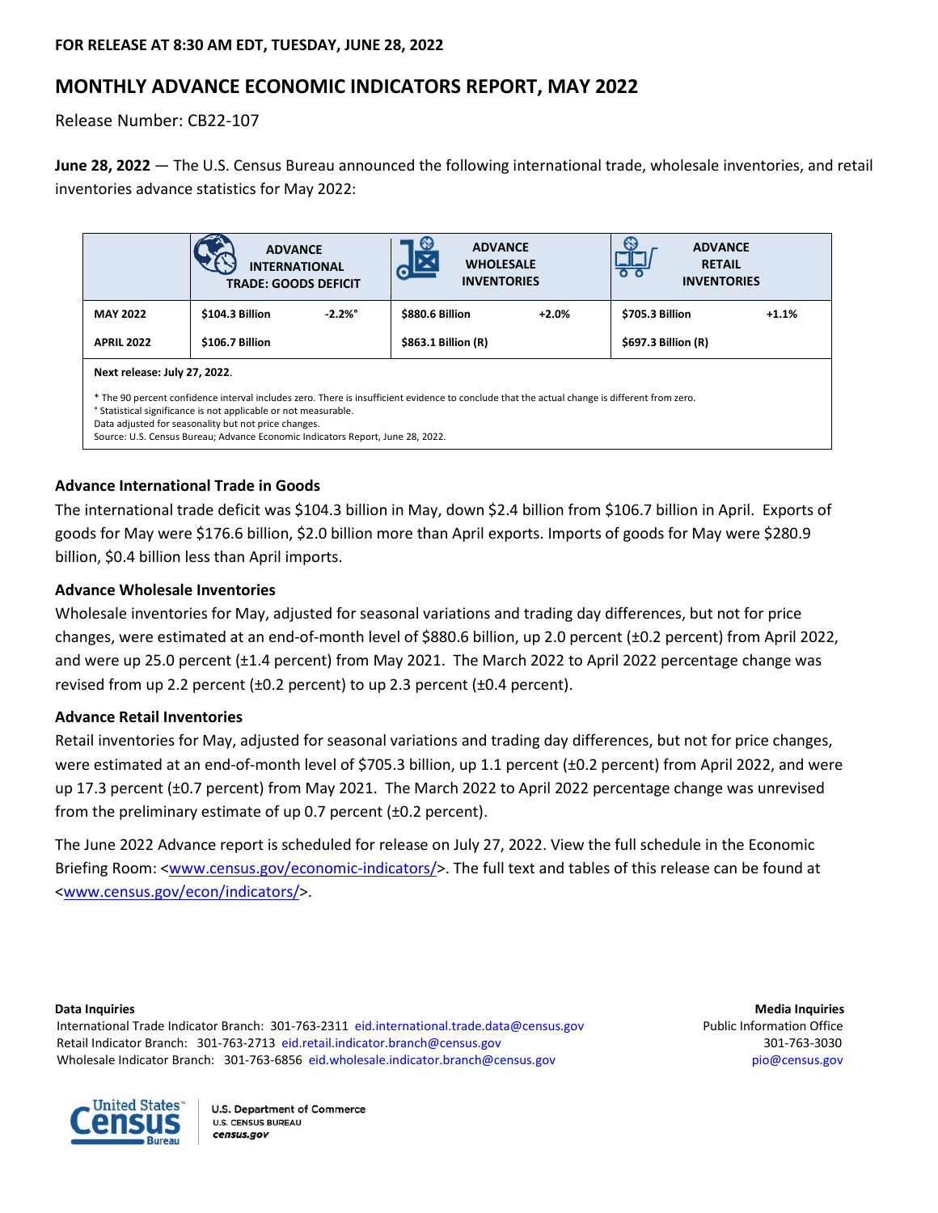**FOR RELEASE AT 8:30 AM EDT, TUESDAY, JUNE 28, 2022**

# MONTHLY ADVANCE ECONOMIC INDICATORS REPORT, MAY 2022

Release Number: CB22-107

**June 28, 2022** — The U.S. Census Bureau announced the following international trade, wholesale inventories, and retail inventories advance statistics for May 2022:

| | ADVANCE INTERNATIONAL TRADE: GOODS DEFICIT | | ADVANCE WHOLESALE INVENTORIES | | ADVANCE RETAIL INVENTORIES | |
|---|---|---|---|---|---|---|
| **MAY 2022** | **$104.3 Billion** | **-2.2%°** | **$880.6 Billion** | **+2.0%** | **$705.3 Billion** | **+1.1%** |
| **APRIL 2022** | **$106.7 Billion** | | **$863.1 Billion (R)** | | **$697.3 Billion (R)** | |

**Next release: July 27, 2022.**

\* The 90 percent confidence interval includes zero. There is insufficient evidence to conclude that the actual change is different from zero.
° Statistical significance is not applicable or not measurable.
Data adjusted for seasonality but not price changes.
Source: U.S. Census Bureau; Advance Economic Indicators Report, June 28, 2022.

### Advance International Trade in Goods

The international trade deficit was $104.3 billion in May, down $2.4 billion from $106.7 billion in April. Exports of goods for May were $176.6 billion, $2.0 billion more than April exports. Imports of goods for May were $280.9 billion, $0.4 billion less than April imports.

### Advance Wholesale Inventories

Wholesale inventories for May, adjusted for seasonal variations and trading day differences, but not for price changes, were estimated at an end-of-month level of $880.6 billion, up 2.0 percent (±0.2 percent) from April 2022, and were up 25.0 percent (±1.4 percent) from May 2021. The March 2022 to April 2022 percentage change was revised from up 2.2 percent (±0.2 percent) to up 2.3 percent (±0.4 percent).

### Advance Retail Inventories

Retail inventories for May, adjusted for seasonal variations and trading day differences, but not for price changes, were estimated at an end-of-month level of $705.3 billion, up 1.1 percent (±0.2 percent) from April 2022, and were up 17.3 percent (±0.7 percent) from May 2021. The March 2022 to April 2022 percentage change was unrevised from the preliminary estimate of up 0.7 percent (±0.2 percent).

The June 2022 Advance report is scheduled for release on July 27, 2022. View the full schedule in the Economic Briefing Room: <www.census.gov/economic-indicators/>. The full text and tables of this release can be found at <www.census.gov/econ/indicators/>.

**Data Inquiries**
International Trade Indicator Branch: 301-763-2311 eid.international.trade.data@census.gov
Retail Indicator Branch: 301-763-2713 eid.retail.indicator.branch@census.gov
Wholesale Indicator Branch: 301-763-6856 eid.wholesale.indicator.branch@census.gov

**Media Inquiries**
Public Information Office
301-763-3030
pio@census.gov

U.S. Department of Commerce
U.S. CENSUS BUREAU
census.gov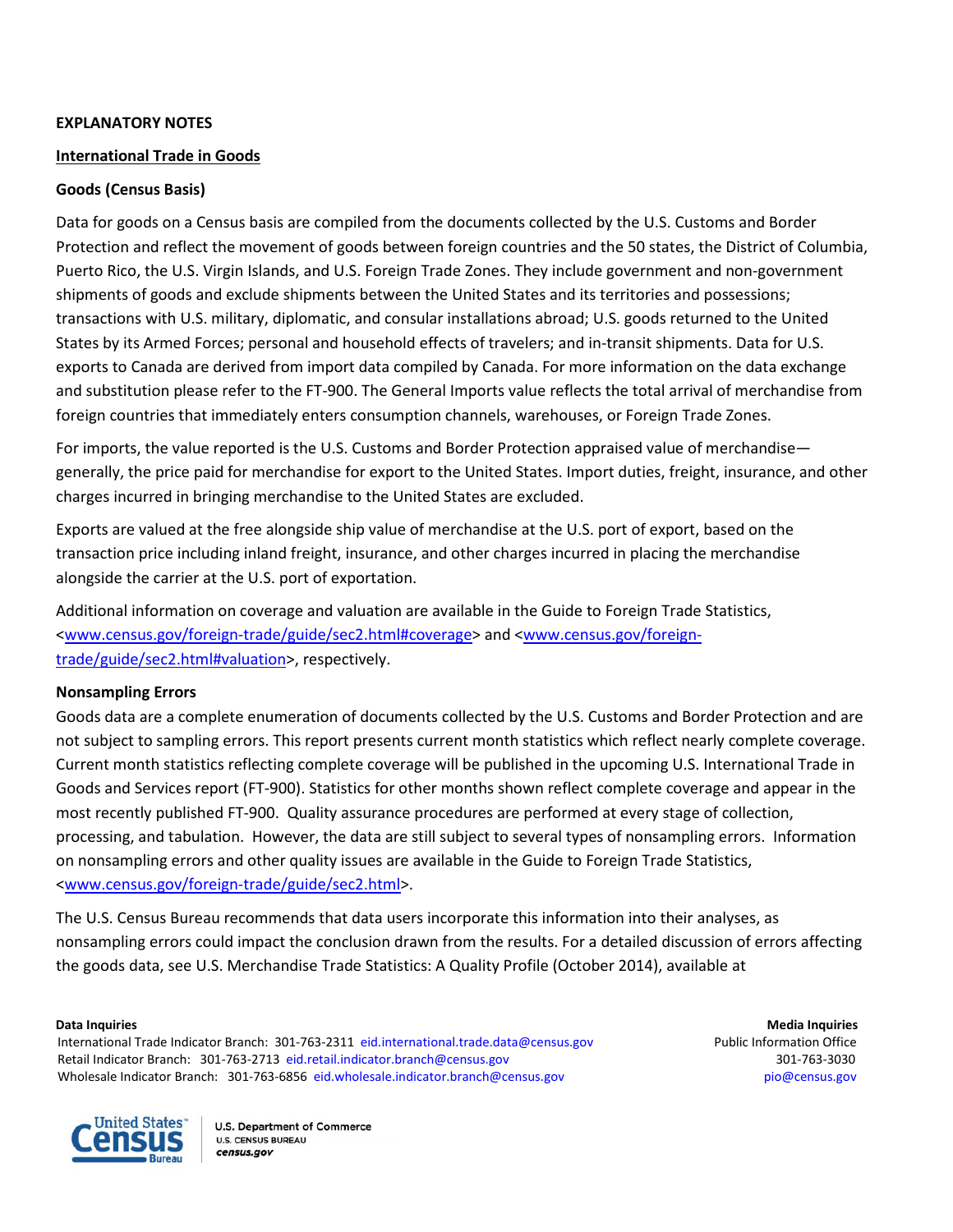**EXPLANATORY NOTES**

**International Trade in Goods**

**Goods (Census Basis)**

Data for goods on a Census basis are compiled from the documents collected by the U.S. Customs and Border Protection and reflect the movement of goods between foreign countries and the 50 states, the District of Columbia, Puerto Rico, the U.S. Virgin Islands, and U.S. Foreign Trade Zones. They include government and non-government shipments of goods and exclude shipments between the United States and its territories and possessions; transactions with U.S. military, diplomatic, and consular installations abroad; U.S. goods returned to the United States by its Armed Forces; personal and household effects of travelers; and in-transit shipments. Data for U.S. exports to Canada are derived from import data compiled by Canada. For more information on the data exchange and substitution please refer to the FT-900. The General Imports value reflects the total arrival of merchandise from foreign countries that immediately enters consumption channels, warehouses, or Foreign Trade Zones.

For imports, the value reported is the U.S. Customs and Border Protection appraised value of merchandise—generally, the price paid for merchandise for export to the United States. Import duties, freight, insurance, and other charges incurred in bringing merchandise to the United States are excluded.

Exports are valued at the free alongside ship value of merchandise at the U.S. port of export, based on the transaction price including inland freight, insurance, and other charges incurred in placing the merchandise alongside the carrier at the U.S. port of exportation.

Additional information on coverage and valuation are available in the Guide to Foreign Trade Statistics, <www.census.gov/foreign-trade/guide/sec2.html#coverage> and <www.census.gov/foreign-trade/guide/sec2.html#valuation>, respectively.

**Nonsampling Errors**

Goods data are a complete enumeration of documents collected by the U.S. Customs and Border Protection and are not subject to sampling errors. This report presents current month statistics which reflect nearly complete coverage. Current month statistics reflecting complete coverage will be published in the upcoming U.S. International Trade in Goods and Services report (FT-900). Statistics for other months shown reflect complete coverage and appear in the most recently published FT-900. Quality assurance procedures are performed at every stage of collection, processing, and tabulation. However, the data are still subject to several types of nonsampling errors. Information on nonsampling errors and other quality issues are available in the Guide to Foreign Trade Statistics, <www.census.gov/foreign-trade/guide/sec2.html>.

The U.S. Census Bureau recommends that data users incorporate this information into their analyses, as nonsampling errors could impact the conclusion drawn from the results. For a detailed discussion of errors affecting the goods data, see U.S. Merchandise Trade Statistics: A Quality Profile (October 2014), available at

**Data Inquiries**
International Trade Indicator Branch: 301-763-2311 eid.international.trade.data@census.gov
Retail Indicator Branch: 301-763-2713 eid.retail.indicator.branch@census.gov
Wholesale Indicator Branch: 301-763-6856 eid.wholesale.indicator.branch@census.gov

**Media Inquiries**
Public Information Office
301-763-3030
pio@census.gov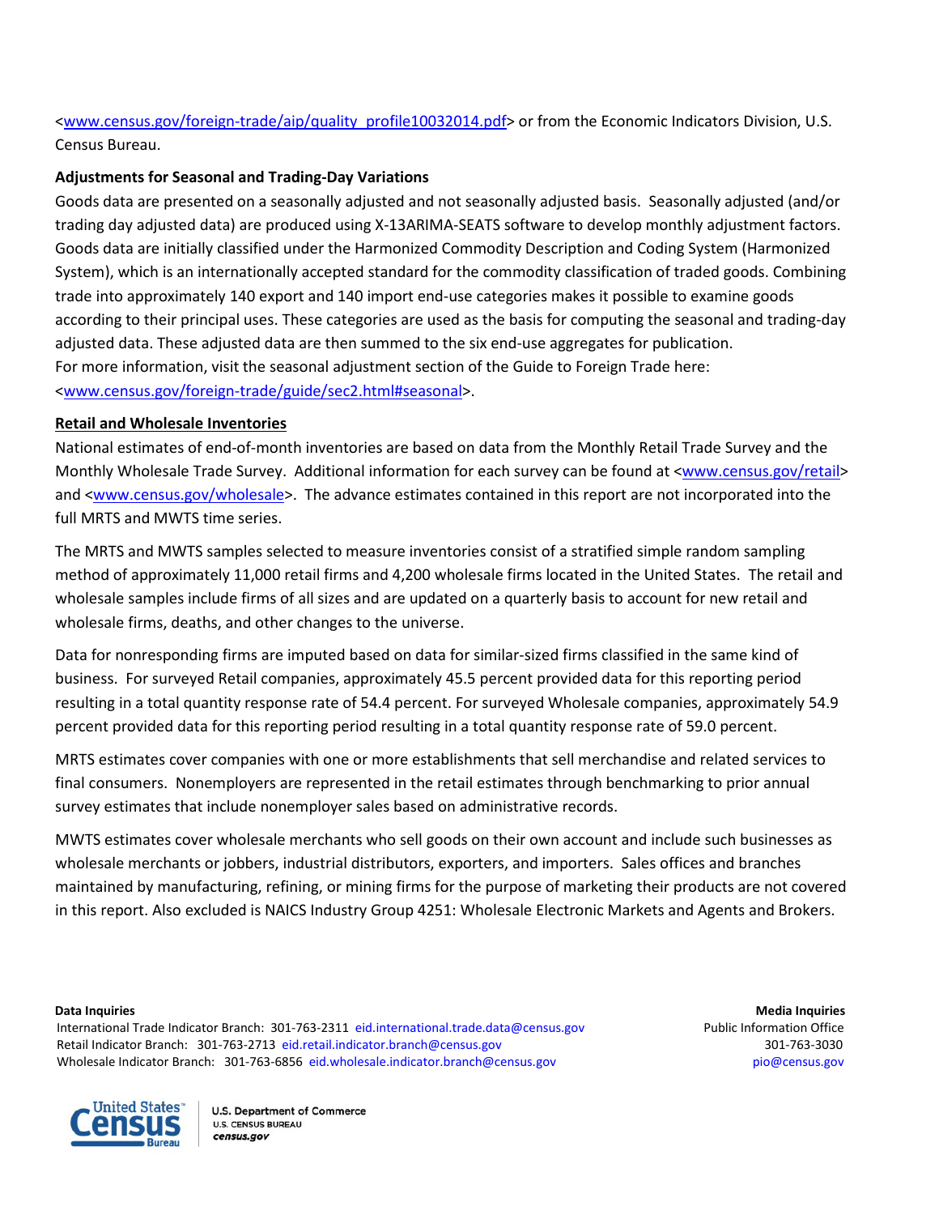<www.census.gov/foreign-trade/aip/quality_profile10032014.pdf> or from the Economic Indicators Division, U.S. Census Bureau.

**Adjustments for Seasonal and Trading-Day Variations**

Goods data are presented on a seasonally adjusted and not seasonally adjusted basis. Seasonally adjusted (and/or trading day adjusted data) are produced using X-13ARIMA-SEATS software to develop monthly adjustment factors. Goods data are initially classified under the Harmonized Commodity Description and Coding System (Harmonized System), which is an internationally accepted standard for the commodity classification of traded goods. Combining trade into approximately 140 export and 140 import end-use categories makes it possible to examine goods according to their principal uses. These categories are used as the basis for computing the seasonal and trading-day adjusted data. These adjusted data are then summed to the six end-use aggregates for publication.
For more information, visit the seasonal adjustment section of the Guide to Foreign Trade here: <www.census.gov/foreign-trade/guide/sec2.html#seasonal>.

**Retail and Wholesale Inventories**

National estimates of end-of-month inventories are based on data from the Monthly Retail Trade Survey and the Monthly Wholesale Trade Survey. Additional information for each survey can be found at <www.census.gov/retail> and <www.census.gov/wholesale>. The advance estimates contained in this report are not incorporated into the full MRTS and MWTS time series.

The MRTS and MWTS samples selected to measure inventories consist of a stratified simple random sampling method of approximately 11,000 retail firms and 4,200 wholesale firms located in the United States. The retail and wholesale samples include firms of all sizes and are updated on a quarterly basis to account for new retail and wholesale firms, deaths, and other changes to the universe.

Data for nonresponding firms are imputed based on data for similar-sized firms classified in the same kind of business. For surveyed Retail companies, approximately 45.5 percent provided data for this reporting period resulting in a total quantity response rate of 54.4 percent. For surveyed Wholesale companies, approximately 54.9 percent provided data for this reporting period resulting in a total quantity response rate of 59.0 percent.

MRTS estimates cover companies with one or more establishments that sell merchandise and related services to final consumers. Nonemployers are represented in the retail estimates through benchmarking to prior annual survey estimates that include nonemployer sales based on administrative records.

MWTS estimates cover wholesale merchants who sell goods on their own account and include such businesses as wholesale merchants or jobbers, industrial distributors, exporters, and importers. Sales offices and branches maintained by manufacturing, refining, or mining firms for the purpose of marketing their products are not covered in this report. Also excluded is NAICS Industry Group 4251: Wholesale Electronic Markets and Agents and Brokers.

**Data Inquiries**
International Trade Indicator Branch: 301-763-2311 eid.international.trade.data@census.gov
Retail Indicator Branch: 301-763-2713 eid.retail.indicator.branch@census.gov
Wholesale Indicator Branch: 301-763-6856 eid.wholesale.indicator.branch@census.gov

**Media Inquiries**
Public Information Office
301-763-3030
pio@census.gov

U.S. Department of Commerce
U.S. CENSUS BUREAU
census.gov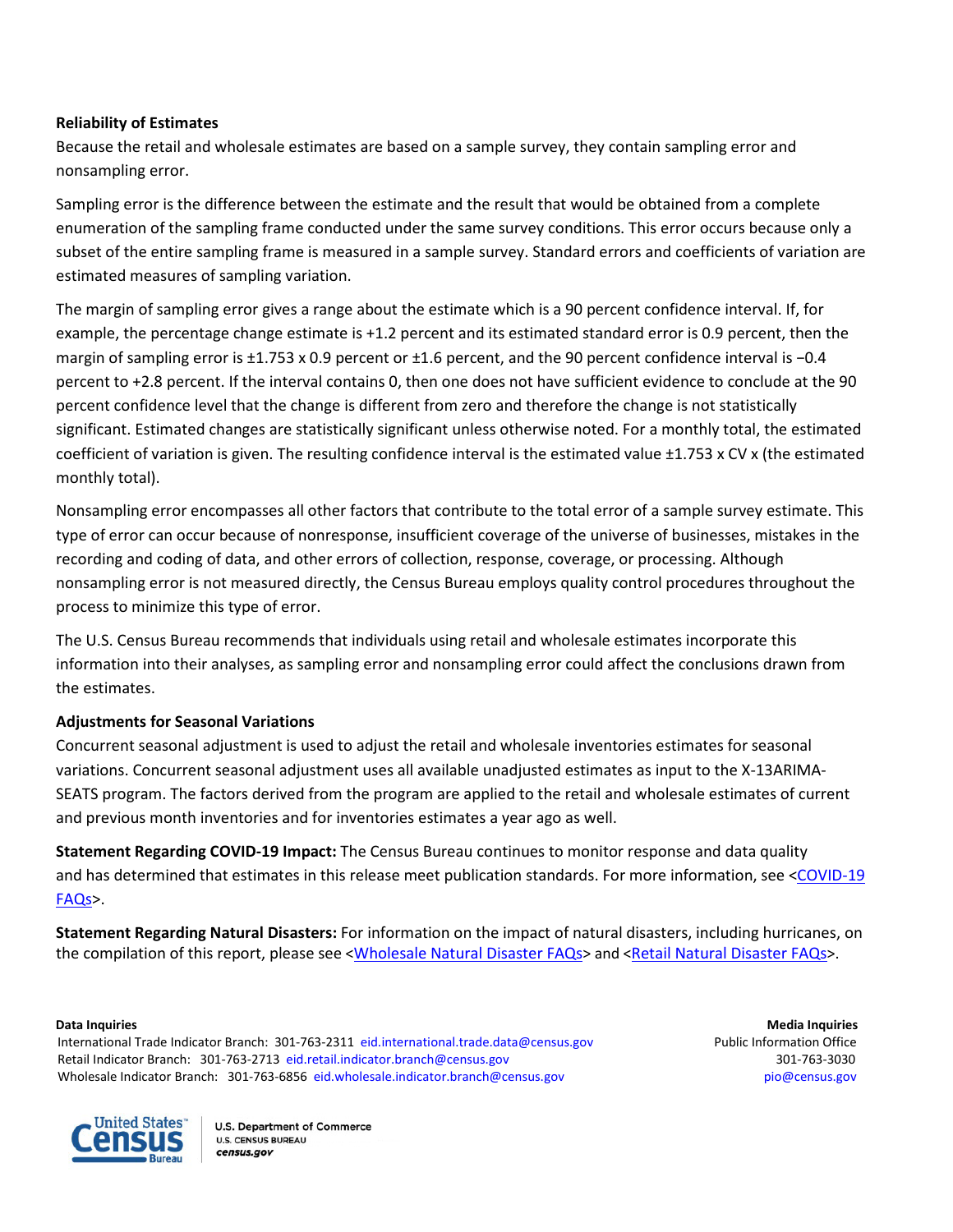**Reliability of Estimates**

Because the retail and wholesale estimates are based on a sample survey, they contain sampling error and nonsampling error.

Sampling error is the difference between the estimate and the result that would be obtained from a complete enumeration of the sampling frame conducted under the same survey conditions. This error occurs because only a subset of the entire sampling frame is measured in a sample survey. Standard errors and coefficients of variation are estimated measures of sampling variation.

The margin of sampling error gives a range about the estimate which is a 90 percent confidence interval. If, for example, the percentage change estimate is +1.2 percent and its estimated standard error is 0.9 percent, then the margin of sampling error is ±1.753 x 0.9 percent or ±1.6 percent, and the 90 percent confidence interval is −0.4 percent to +2.8 percent. If the interval contains 0, then one does not have sufficient evidence to conclude at the 90 percent confidence level that the change is different from zero and therefore the change is not statistically significant. Estimated changes are statistically significant unless otherwise noted. For a monthly total, the estimated coefficient of variation is given. The resulting confidence interval is the estimated value ±1.753 x CV x (the estimated monthly total).

Nonsampling error encompasses all other factors that contribute to the total error of a sample survey estimate. This type of error can occur because of nonresponse, insufficient coverage of the universe of businesses, mistakes in the recording and coding of data, and other errors of collection, response, coverage, or processing. Although nonsampling error is not measured directly, the Census Bureau employs quality control procedures throughout the process to minimize this type of error.

The U.S. Census Bureau recommends that individuals using retail and wholesale estimates incorporate this information into their analyses, as sampling error and nonsampling error could affect the conclusions drawn from the estimates.

**Adjustments for Seasonal Variations**

Concurrent seasonal adjustment is used to adjust the retail and wholesale inventories estimates for seasonal variations. Concurrent seasonal adjustment uses all available unadjusted estimates as input to the X-13ARIMA-SEATS program. The factors derived from the program are applied to the retail and wholesale estimates of current and previous month inventories and for inventories estimates a year ago as well.

**Statement Regarding COVID-19 Impact:** The Census Bureau continues to monitor response and data quality and has determined that estimates in this release meet publication standards. For more information, see <COVID-19 FAQs>.

**Statement Regarding Natural Disasters:** For information on the impact of natural disasters, including hurricanes, on the compilation of this report, please see <Wholesale Natural Disaster FAQs> and <Retail Natural Disaster FAQs>.

**Data Inquiries**
International Trade Indicator Branch: 301-763-2311 eid.international.trade.data@census.gov
Retail Indicator Branch: 301-763-2713 eid.retail.indicator.branch@census.gov
Wholesale Indicator Branch: 301-763-6856 eid.wholesale.indicator.branch@census.gov

**Media Inquiries**
Public Information Office
301-763-3030
pio@census.gov

U.S. Department of Commerce
U.S. CENSUS BUREAU
census.gov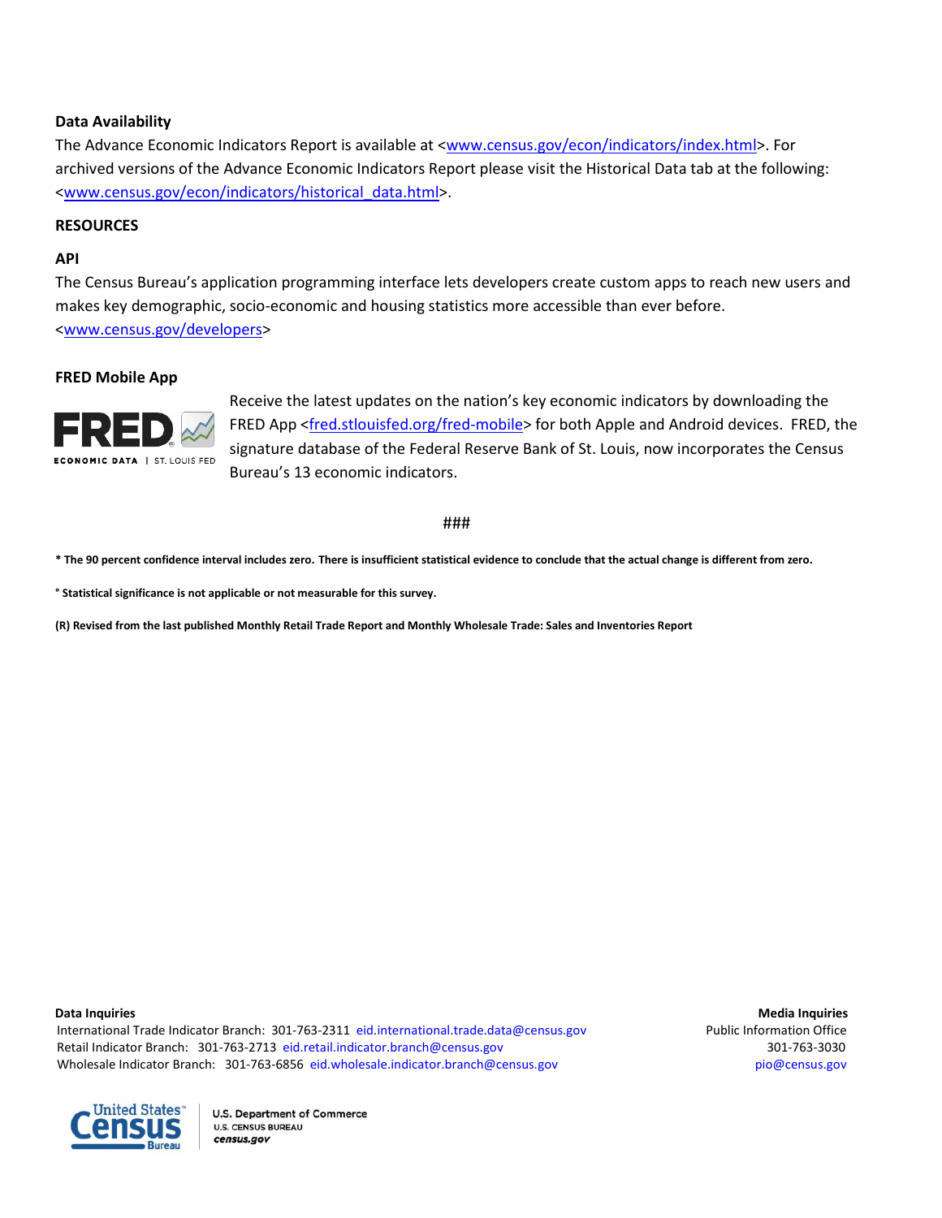**Data Availability**

The Advance Economic Indicators Report is available at <www.census.gov/econ/indicators/index.html>. For archived versions of the Advance Economic Indicators Report please visit the Historical Data tab at the following: <www.census.gov/econ/indicators/historical_data.html>.

**RESOURCES**

**API**

The Census Bureau's application programming interface lets developers create custom apps to reach new users and makes key demographic, socio-economic and housing statistics more accessible than ever before. <www.census.gov/developers>

**FRED Mobile App**

Receive the latest updates on the nation's key economic indicators by downloading the FRED App <fred.stlouisfed.org/fred-mobile> for both Apple and Android devices. FRED, the signature database of the Federal Reserve Bank of St. Louis, now incorporates the Census Bureau's 13 economic indicators.

###

**\* The 90 percent confidence interval includes zero. There is insufficient statistical evidence to conclude that the actual change is different from zero.**

**° Statistical significance is not applicable or not measurable for this survey.**

**(R) Revised from the last published Monthly Retail Trade Report and Monthly Wholesale Trade: Sales and Inventories Report**

**Data Inquiries**
International Trade Indicator Branch: 301-763-2311 eid.international.trade.data@census.gov
Retail Indicator Branch: 301-763-2713 eid.retail.indicator.branch@census.gov
Wholesale Indicator Branch: 301-763-6856 eid.wholesale.indicator.branch@census.gov

**Media Inquiries**
Public Information Office
301-763-3030
pio@census.gov

U.S. Department of Commerce
U.S. CENSUS BUREAU
census.gov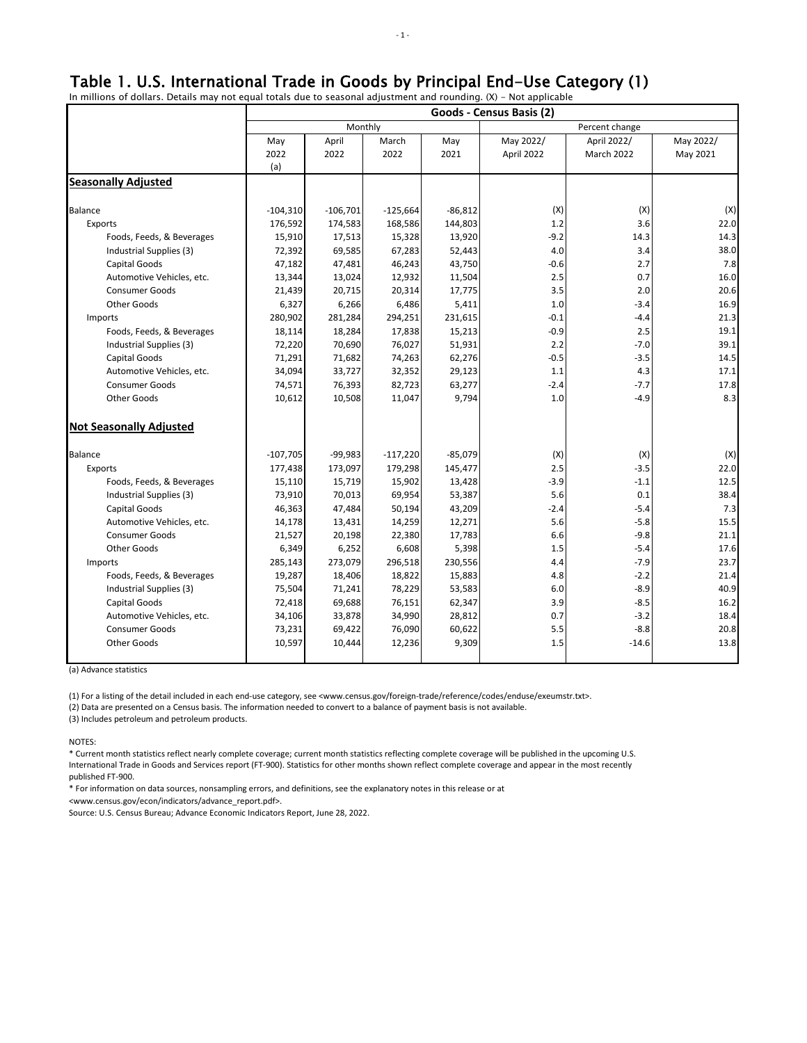# Table 1. U.S. International Trade in Goods by Principal End-Use Category (1)

In millions of dollars. Details may not equal totals due to seasonal adjustment and rounding. (X) - Not applicable

| | Goods - Census Basis (2) | | | | | | |
|---|---|---|---|---|---|---|---|
| | Monthly | | | | Percent change | | |
| | May 2022 (a) | April 2022 | March 2022 | May 2021 | May 2022/ April 2022 | April 2022/ March 2022 | May 2022/ May 2021 |
| **Seasonally Adjusted** | | | | | | | |
| Balance | -104,310 | -106,701 | -125,664 | -86,812 | (X) | (X) | (X) |
| Exports | 176,592 | 174,583 | 168,586 | 144,803 | 1.2 | 3.6 | 22.0 |
| Foods, Feeds, & Beverages | 15,910 | 17,513 | 15,328 | 13,920 | -9.2 | 14.3 | 14.3 |
| Industrial Supplies (3) | 72,392 | 69,585 | 67,283 | 52,443 | 4.0 | 3.4 | 38.0 |
| Capital Goods | 47,182 | 47,481 | 46,243 | 43,750 | -0.6 | 2.7 | 7.8 |
| Automotive Vehicles, etc. | 13,344 | 13,024 | 12,932 | 11,504 | 2.5 | 0.7 | 16.0 |
| Consumer Goods | 21,439 | 20,715 | 20,314 | 17,775 | 3.5 | 2.0 | 20.6 |
| Other Goods | 6,327 | 6,266 | 6,486 | 5,411 | 1.0 | -3.4 | 16.9 |
| Imports | 280,902 | 281,284 | 294,251 | 231,615 | -0.1 | -4.4 | 21.3 |
| Foods, Feeds, & Beverages | 18,114 | 18,284 | 17,838 | 15,213 | -0.9 | 2.5 | 19.1 |
| Industrial Supplies (3) | 72,220 | 70,690 | 76,027 | 51,931 | 2.2 | -7.0 | 39.1 |
| Capital Goods | 71,291 | 71,682 | 74,263 | 62,276 | -0.5 | -3.5 | 14.5 |
| Automotive Vehicles, etc. | 34,094 | 33,727 | 32,352 | 29,123 | 1.1 | 4.3 | 17.1 |
| Consumer Goods | 74,571 | 76,393 | 82,723 | 63,277 | -2.4 | -7.7 | 17.8 |
| Other Goods | 10,612 | 10,508 | 11,047 | 9,794 | 1.0 | -4.9 | 8.3 |
| **Not Seasonally Adjusted** | | | | | | | |
| Balance | -107,705 | -99,983 | -117,220 | -85,079 | (X) | (X) | (X) |
| Exports | 177,438 | 173,097 | 179,298 | 145,477 | 2.5 | -3.5 | 22.0 |
| Foods, Feeds, & Beverages | 15,110 | 15,719 | 15,902 | 13,428 | -3.9 | -1.1 | 12.5 |
| Industrial Supplies (3) | 73,910 | 70,013 | 69,954 | 53,387 | 5.6 | 0.1 | 38.4 |
| Capital Goods | 46,363 | 47,484 | 50,194 | 43,209 | -2.4 | -5.4 | 7.3 |
| Automotive Vehicles, etc. | 14,178 | 13,431 | 14,259 | 12,271 | 5.6 | -5.8 | 15.5 |
| Consumer Goods | 21,527 | 20,198 | 22,380 | 17,783 | 6.6 | -9.8 | 21.1 |
| Other Goods | 6,349 | 6,252 | 6,608 | 5,398 | 1.5 | -5.4 | 17.6 |
| Imports | 285,143 | 273,079 | 296,518 | 230,556 | 4.4 | -7.9 | 23.7 |
| Foods, Feeds, & Beverages | 19,287 | 18,406 | 18,822 | 15,883 | 4.8 | -2.2 | 21.4 |
| Industrial Supplies (3) | 75,504 | 71,241 | 78,229 | 53,583 | 6.0 | -8.9 | 40.9 |
| Capital Goods | 72,418 | 69,688 | 76,151 | 62,347 | 3.9 | -8.5 | 16.2 |
| Automotive Vehicles, etc. | 34,106 | 33,878 | 34,990 | 28,812 | 0.7 | -3.2 | 18.4 |
| Consumer Goods | 73,231 | 69,422 | 76,090 | 60,622 | 5.5 | -8.8 | 20.8 |
| Other Goods | 10,597 | 10,444 | 12,236 | 9,309 | 1.5 | -14.6 | 13.8 |

(a) Advance statistics

(1) For a listing of the detail included in each end-use category, see <www.census.gov/foreign-trade/reference/codes/enduse/exeumstr.txt>.

(2) Data are presented on a Census basis. The information needed to convert to a balance of payment basis is not available.

(3) Includes petroleum and petroleum products.

NOTES:

* Current month statistics reflect nearly complete coverage; current month statistics reflecting complete coverage will be published in the upcoming U.S. International Trade in Goods and Services report (FT-900). Statistics for other months shown reflect complete coverage and appear in the most recently published FT-900.

* For information on data sources, nonsampling errors, and definitions, see the explanatory notes in this release or at <www.census.gov/econ/indicators/advance_report.pdf>.

Source: U.S. Census Bureau; Advance Economic Indicators Report, June 28, 2022.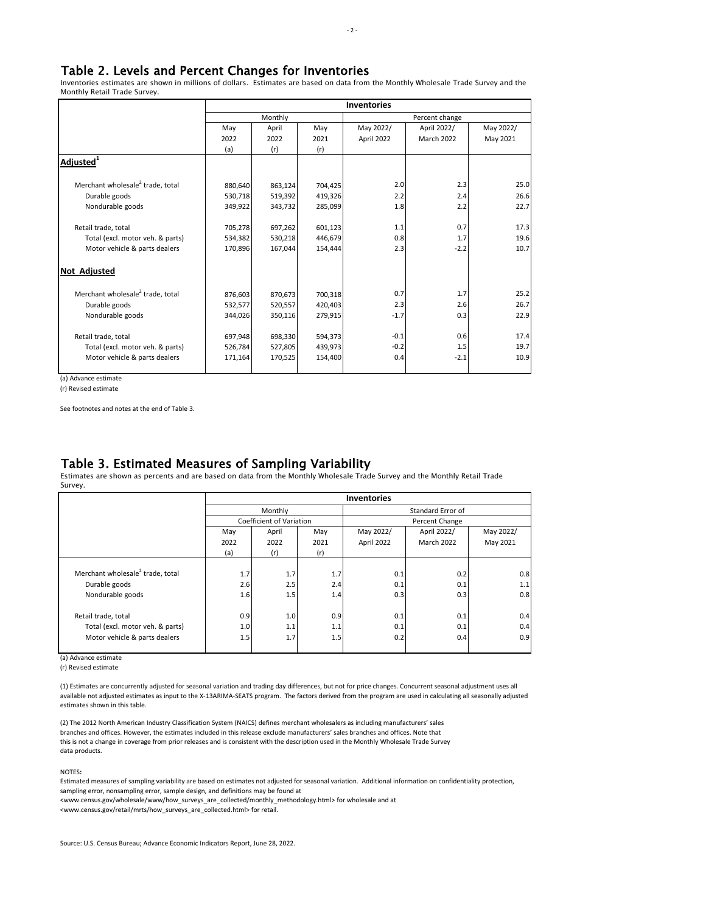## Table 2. Levels and Percent Changes for Inventories

Inventories estimates are shown in millions of dollars. Estimates are based on data from the Monthly Wholesale Trade Survey and the Monthly Retail Trade Survey.

| | Inventories | | | | | |
|---|---|---|---|---|---|---|
| | Monthly | | | Percent change | | |
| | May 2022 (a) | April 2022 (r) | May 2021 (r) | May 2022/ April 2022 | April 2022/ March 2022 | May 2022/ May 2021 |
| **Adjusted[1]** | | | | | | |
| Merchant wholesale[2] trade, total | 880,640 | 863,124 | 704,425 | 2.0 | 2.3 | 25.0 |
| Durable goods | 530,718 | 519,392 | 419,326 | 2.2 | 2.4 | 26.6 |
| Nondurable goods | 349,922 | 343,732 | 285,099 | 1.8 | 2.2 | 22.7 |
| Retail trade, total | 705,278 | 697,262 | 601,123 | 1.1 | 0.7 | 17.3 |
| Total (excl. motor veh. & parts) | 534,382 | 530,218 | 446,679 | 0.8 | 1.7 | 19.6 |
| Motor vehicle & parts dealers | 170,896 | 167,044 | 154,444 | 2.3 | -2.2 | 10.7 |
| **Not Adjusted** | | | | | | |
| Merchant wholesale[2] trade, total | 876,603 | 870,673 | 700,318 | 0.7 | 1.7 | 25.2 |
| Durable goods | 532,577 | 520,557 | 420,403 | 2.3 | 2.6 | 26.7 |
| Nondurable goods | 344,026 | 350,116 | 279,915 | -1.7 | 0.3 | 22.9 |
| Retail trade, total | 697,948 | 698,330 | 594,373 | -0.1 | 0.6 | 17.4 |
| Total (excl. motor veh. & parts) | 526,784 | 527,805 | 439,973 | -0.2 | 1.5 | 19.7 |
| Motor vehicle & parts dealers | 171,164 | 170,525 | 154,400 | 0.4 | -2.1 | 10.9 |

(a) Advance estimate

(r) Revised estimate

See footnotes and notes at the end of Table 3.

## Table 3. Estimated Measures of Sampling Variability

Estimates are shown as percents and are based on data from the Monthly Wholesale Trade Survey and the Monthly Retail Trade Survey.

| | Inventories | | | | | |
|---|---|---|---|---|---|---|
| | Monthly | | | Standard Error of | | |
| | Coefficient of Variation | | | Percent Change | | |
| | May 2022 (a) | April 2022 (r) | May 2021 (r) | May 2022/ April 2022 | April 2022/ March 2022 | May 2022/ May 2021 |
| Merchant wholesale[2] trade, total | 1.7 | 1.7 | 1.7 | 0.1 | 0.2 | 0.8 |
| Durable goods | 2.6 | 2.5 | 2.4 | 0.1 | 0.1 | 1.1 |
| Nondurable goods | 1.6 | 1.5 | 1.4 | 0.3 | 0.3 | 0.8 |
| Retail trade, total | 0.9 | 1.0 | 0.9 | 0.1 | 0.1 | 0.4 |
| Total (excl. motor veh. & parts) | 1.0 | 1.1 | 1.1 | 0.1 | 0.1 | 0.4 |
| Motor vehicle & parts dealers | 1.5 | 1.7 | 1.5 | 0.2 | 0.4 | 0.9 |

(a) Advance estimate

(r) Revised estimate

(1) Estimates are concurrently adjusted for seasonal variation and trading day differences, but not for price changes. Concurrent seasonal adjustment uses all available not adjusted estimates as input to the X-13ARIMA-SEATS program. The factors derived from the program are used in calculating all seasonally adjusted estimates shown in this table.

(2) The 2012 North American Industry Classification System (NAICS) defines merchant wholesalers as including manufacturers' sales branches and offices. However, the estimates included in this release exclude manufacturers' sales branches and offices. Note that this is not a change in coverage from prior releases and is consistent with the description used in the Monthly Wholesale Trade Survey data products.

NOTES:

Estimated measures of sampling variability are based on estimates not adjusted for seasonal variation. Additional information on confidentiality protection, sampling error, nonsampling error, sample design, and definitions may be found at <www.census.gov/wholesale/www/how_surveys_are_collected/monthly_methodology.html> for wholesale and at <www.census.gov/retail/mrts/how_surveys_are_collected.html> for retail.

Source: U.S. Census Bureau; Advance Economic Indicators Report, June 28, 2022.